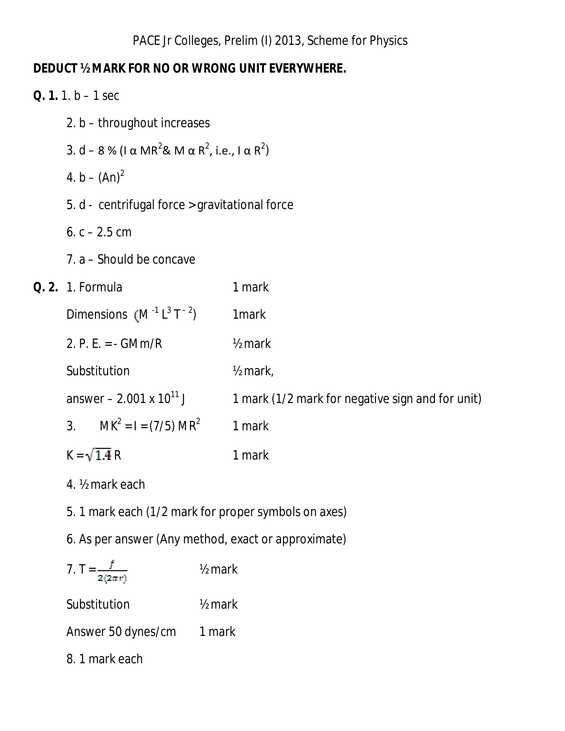PACE Jr Colleges, Prelim (I) 2013, Scheme for Physics

**DEDUCT ½ MARK FOR NO OR WRONG UNIT EVERYWHERE.**

**Q. 1.** 1. b – 1 sec

2. b – throughout increases

3. d – 8 % ($I \propto MR^2$ & $M \propto R^2$, i.e., $I \propto R^2$)

4. b – $(An)^2$

5. d - centrifugal force > gravitational force

6. c – 2.5 cm

7. a – Should be concave

**Q. 2.**

| | |
|---|---|
| 1. Formula | 1 mark |
| Dimensions ($M^{-1} L^3 T^{-2}$) | 1mark |
| 2. P. E. = - GMm/R | ½ mark |
| Substitution | ½ mark, |
| answer – $2.001 \times 10^{11}$ J | 1 mark (1/2 mark for negative sign and for unit) |
| 3. $MK^2 = I = (7/5) MR^2$ | 1 mark |
| $K = \sqrt{1.4}\, R$ | 1 mark |

4. ½ mark each

5. 1 mark each (1/2 mark for proper symbols on axes)

6. As per answer (Any method, exact or approximate)

| | |
|---|---|
| 7. $T = \frac{f}{2(2\pi r)}$ | ½ mark |
| Substitution | ½ mark |
| Answer 50 dynes/cm | 1 mark |

8. 1 mark each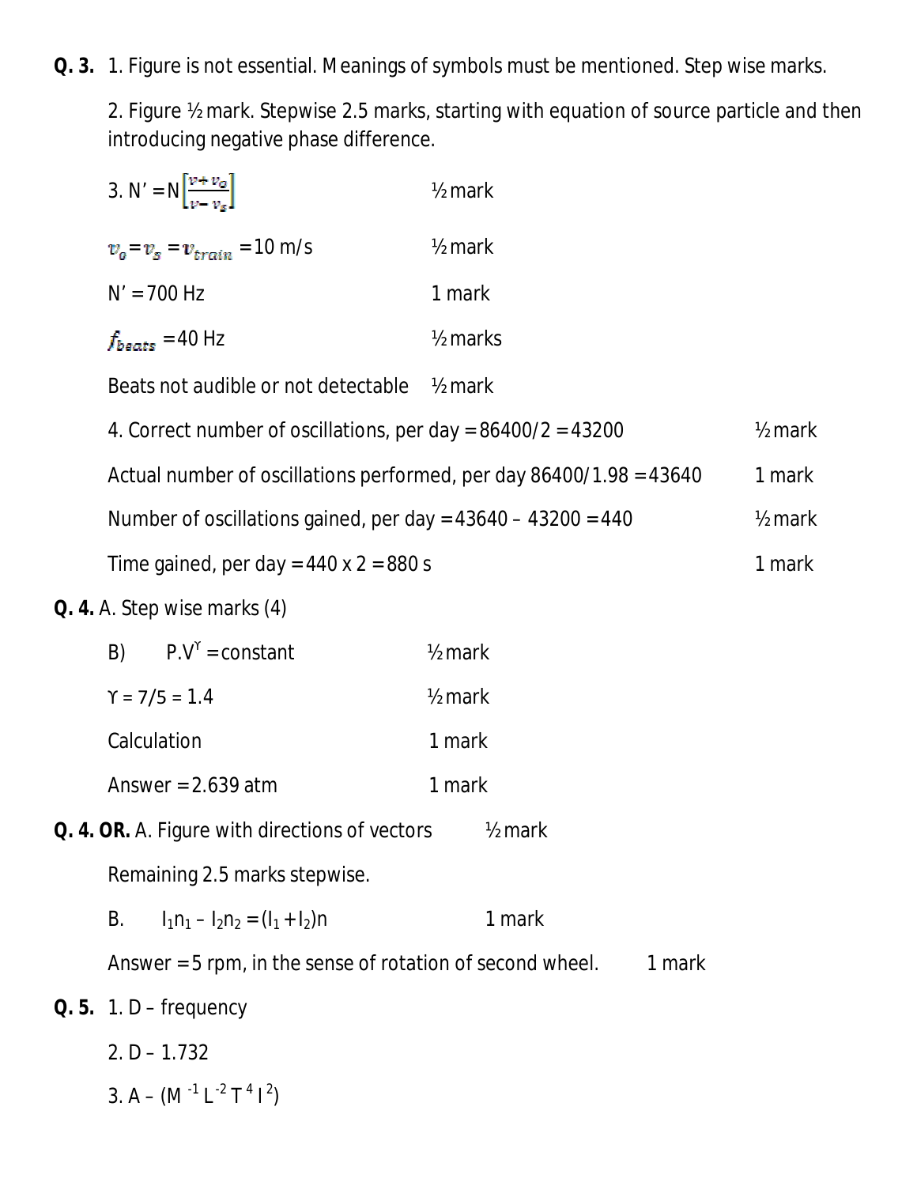**Q. 3.** 1. Figure is not essential. Meanings of symbols must be mentioned. Step wise marks.

2. Figure ½ mark. Stepwise 2.5 marks, starting with equation of source particle and then introducing negative phase difference.

3. $N' = N\left[\frac{v+v_o}{v-v_s}\right]$ ½ mark

$v_o = v_s = v_{train}$ = 10 m/s ½ mark

N' = 700 Hz 1 mark

$f_{beats}$ = 40 Hz ½ marks

Beats not audible or not detectable ½ mark

4. Correct number of oscillations, per day = 86400/2 = 43200 ½ mark

Actual number of oscillations performed, per day 86400/1.98 = 43640 1 mark

Number of oscillations gained, per day = 43640 – 43200 = 440 ½ mark

Time gained, per day = 440 x 2 = 880 s 1 mark

**Q. 4.** A. Step wise marks (4)

B) $P.V^{\Upsilon}$ = constant ½ mark

ϒ = 7/5 = 1.4 ½ mark

Calculation 1 mark

Answer = 2.639 atm 1 mark

**Q. 4. OR.** A. Figure with directions of vectors ½ mark

Remaining 2.5 marks stepwise.

B. $I_1n_1 - I_2n_2 = (I_1 + I_2)n$ 1 mark

Answer = 5 rpm, in the sense of rotation of second wheel. 1 mark

**Q. 5.** 1. D – frequency

2. D – 1.732

3. A – ($M^{-1} L^{-2} T^{4} I^{2}$)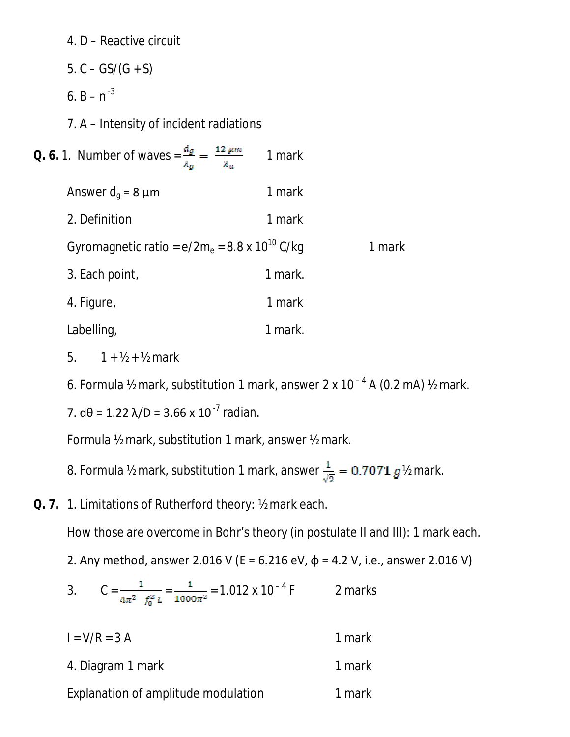4. D – Reactive circuit

5. C – GS/(G +S)

6. B – $n^{-3}$

7. A – Intensity of incident radiations

**Q. 6.** 1. Number of waves $= \frac{d_g}{\lambda_g} = \frac{12\ \mu m}{\lambda_a}$ 1 mark

Answer $d_g = 8\ \mu m$ 1 mark

2. Definition 1 mark

Gyromagnetic ratio $= e/2m_e = 8.8 \times 10^{10}$ C/kg 1 mark

3. Each point, 1 mark.

4. Figure, 1 mark

Labelling, 1 mark.

5. 1 + ½ + ½ mark

6. Formula ½ mark, substitution 1 mark, answer $2 \times 10^{-4}$ A (0.2 mA) ½ mark.

7. $d\theta = 1.22\ \lambda/D = 3.66 \times 10^{-7}$ radian.

Formula ½ mark, substitution 1 mark, answer ½ mark.

8. Formula ½ mark, substitution 1 mark, answer $\frac{1}{\sqrt{2}} = 0.7071\ g$ ½ mark.

**Q. 7.** 1. Limitations of Rutherford theory: ½ mark each.

How those are overcome in Bohr's theory (in postulate II and III): 1 mark each.

2. Any method, answer 2.016 V (E = 6.216 eV, $\phi$ = 4.2 V, i.e., answer 2.016 V)

3. $C = \frac{1}{4\pi^2\ f_0^2\ L} = \frac{1}{1000\pi^2} = 1.012 \times 10^{-4}$ F 2 marks

I = V/R = 3 A 1 mark

4. Diagram 1 mark 1 mark

Explanation of amplitude modulation 1 mark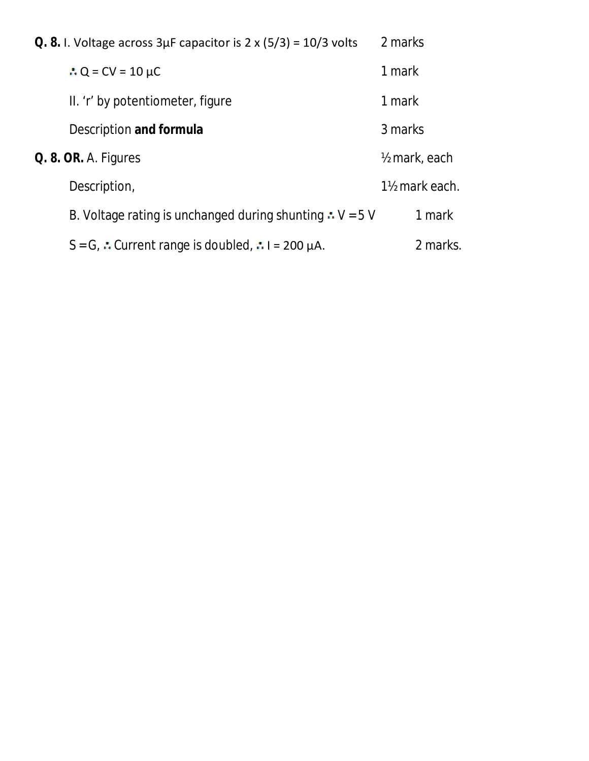**Q. 8.** I. Voltage across 3μF capacitor is 2 x (5/3) = 10/3 volts 2 marks

∴ Q = CV = 10 μC 1 mark

II. 'r' by potentiometer, figure 1 mark

Description **and formula** 3 marks

**Q. 8. OR.** A. Figures ½ mark, each

Description, 1½ mark each.

B. Voltage rating is unchanged during shunting ∴ V = 5 V 1 mark

S = G, ∴ Current range is doubled, ∴ I = 200 μA. 2 marks.